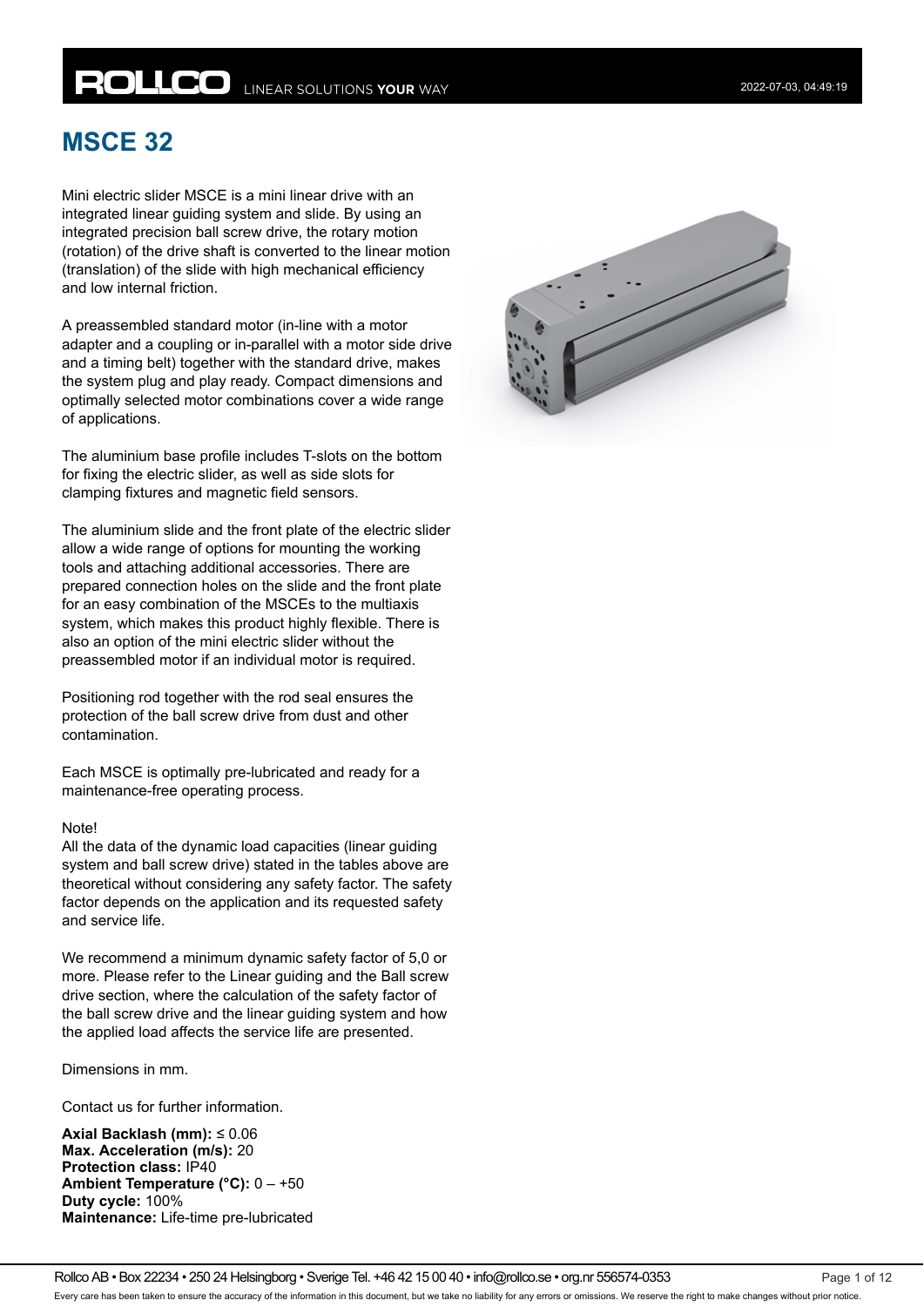# MSCE 32

Mini electric slider MSCE is a mini linear drive with an integrated linear guiding system and slide. By using an integrated precision ball screw drive, the rotary motion (rotation) of the drive shaft is converted to the linear motion (translation) of the slide with high mechanical efficiency and low internal friction.

A preassembled standard motor (in-line with a motor adapter and a coupling or in-parallel with a motor side drive and a timing belt) together with the standard drive, makes the system plug and play ready. Compact dimensions and optimally selected motor combinations cover a wide range of applications.

The aluminium base profile includes T-slots on the bottom for fixing the electric slider, as well as side slots for clamping fixtures and magnetic field sensors.

The aluminium slide and the front plate of the electric slider allow a wide range of options for mounting the working tools and attaching additional accessories. There are prepared connection holes on the slide and the front plate for an easy combination of the MSCEs to the multiaxis system, which makes this product highly flexible. There is also an option of the mini electric slider without the preassembled motor if an individual motor is required.

Positioning rod together with the rod seal ensures the protection of the ball screw drive from dust and other contamination.

Each MSCE is optimally pre-lubricated and ready for a maintenance-free operating process.

Note!
All the data of the dynamic load capacities (linear guiding system and ball screw drive) stated in the tables above are theoretical without considering any safety factor. The safety factor depends on the application and its requested safety and service life.

We recommend a minimum dynamic safety factor of 5,0 or more. Please refer to the Linear guiding and the Ball screw drive section, where the calculation of the safety factor of the ball screw drive and the linear guiding system and how the applied load affects the service life are presented.

Dimensions in mm.

Contact us for further information.

**Axial Backlash (mm):** ≤ 0.06
**Max. Acceleration (m/s):** 20
**Protection class:** IP40
**Ambient Temperature (°C):** 0 – +50
**Duty cycle:** 100%
**Maintenance:** Life-time pre-lubricated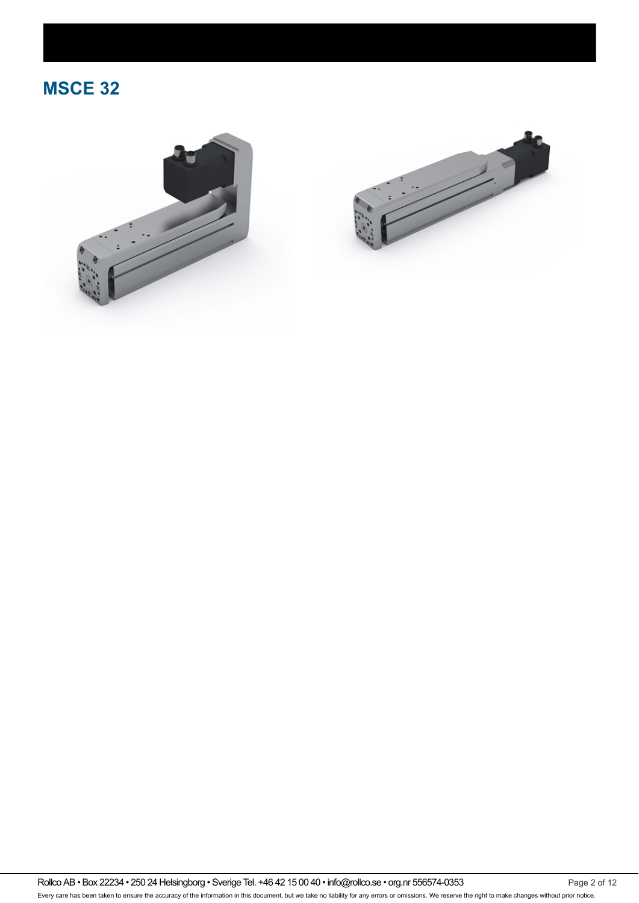## MSCE 32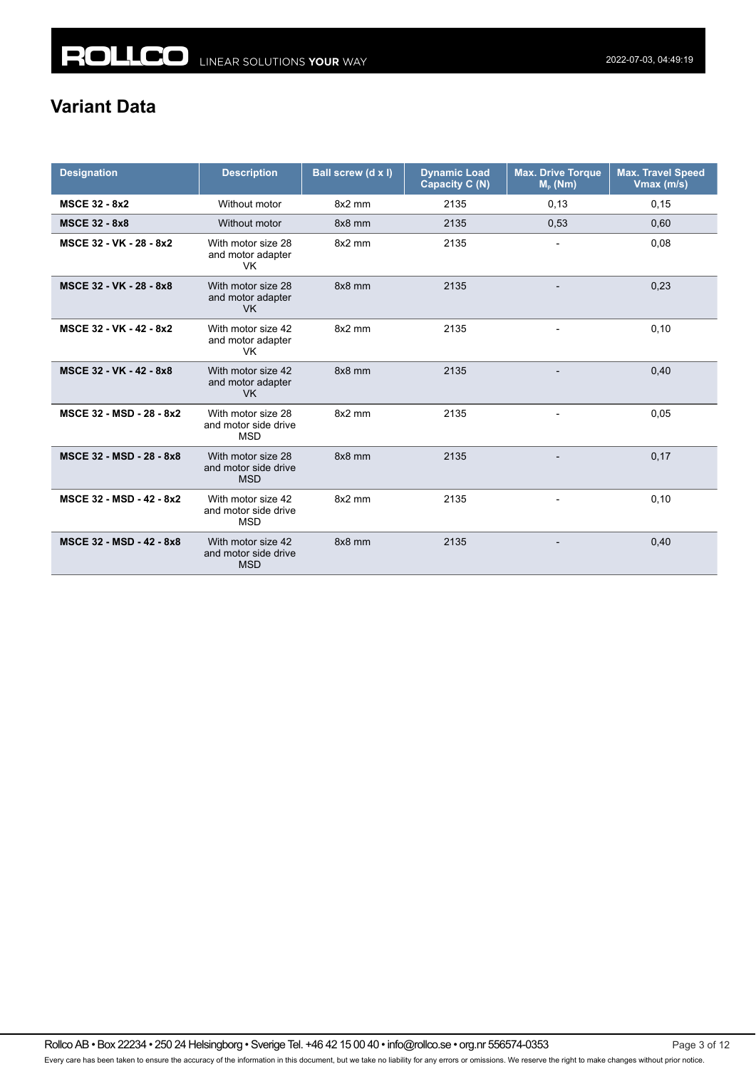## Variant Data

| Designation | Description | Ball screw (d x l) | Dynamic Load Capacity C (N) | Max. Drive Torque $M_p$ (Nm) | Max. Travel Speed Vmax (m/s) |
|---|---|---|---|---|---|
| **MSCE 32 - 8x2** | Without motor | 8x2 mm | 2135 | 0,13 | 0,15 |
| **MSCE 32 - 8x8** | Without motor | 8x8 mm | 2135 | 0,53 | 0,60 |
| **MSCE 32 - VK - 28 - 8x2** | With motor size 28 and motor adapter VK | 8x2 mm | 2135 | - | 0,08 |
| **MSCE 32 - VK - 28 - 8x8** | With motor size 28 and motor adapter VK | 8x8 mm | 2135 | - | 0,23 |
| **MSCE 32 - VK - 42 - 8x2** | With motor size 42 and motor adapter VK | 8x2 mm | 2135 | - | 0,10 |
| **MSCE 32 - VK - 42 - 8x8** | With motor size 42 and motor adapter VK | 8x8 mm | 2135 | - | 0,40 |
| **MSCE 32 - MSD - 28 - 8x2** | With motor size 28 and motor side drive MSD | 8x2 mm | 2135 | - | 0,05 |
| **MSCE 32 - MSD - 28 - 8x8** | With motor size 28 and motor side drive MSD | 8x8 mm | 2135 | - | 0,17 |
| **MSCE 32 - MSD - 42 - 8x2** | With motor size 42 and motor side drive MSD | 8x2 mm | 2135 | - | 0,10 |
| **MSCE 32 - MSD - 42 - 8x8** | With motor size 42 and motor side drive MSD | 8x8 mm | 2135 | - | 0,40 |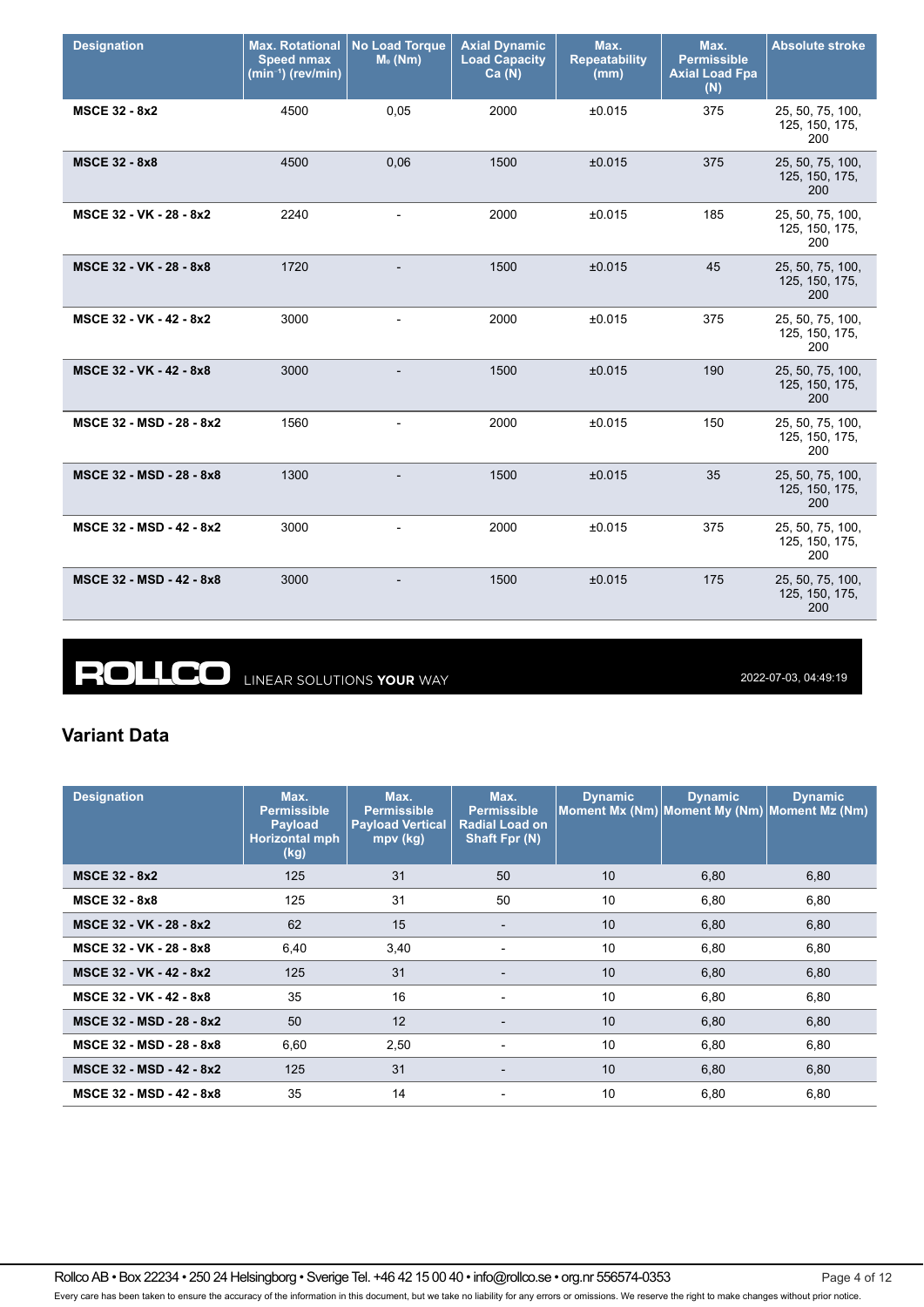| Designation | Max. Rotational Speed nmax (min⁻¹) (rev/min) | No Load Torque $M_0$ (Nm) | Axial Dynamic Load Capacity Ca (N) | Max. Repeatability (mm) | Max. Permissible Axial Load Fpa (N) | Absolute stroke |
|---|---|---|---|---|---|---|
| **MSCE 32 - 8x2** | 4500 | 0,05 | 2000 | ±0.015 | 375 | 25, 50, 75, 100, 125, 150, 175, 200 |
| **MSCE 32 - 8x8** | 4500 | 0,06 | 1500 | ±0.015 | 375 | 25, 50, 75, 100, 125, 150, 175, 200 |
| **MSCE 32 - VK - 28 - 8x2** | 2240 | - | 2000 | ±0.015 | 185 | 25, 50, 75, 100, 125, 150, 175, 200 |
| **MSCE 32 - VK - 28 - 8x8** | 1720 | - | 1500 | ±0.015 | 45 | 25, 50, 75, 100, 125, 150, 175, 200 |
| **MSCE 32 - VK - 42 - 8x2** | 3000 | - | 2000 | ±0.015 | 375 | 25, 50, 75, 100, 125, 150, 175, 200 |
| **MSCE 32 - VK - 42 - 8x8** | 3000 | - | 1500 | ±0.015 | 190 | 25, 50, 75, 100, 125, 150, 175, 200 |
| **MSCE 32 - MSD - 28 - 8x2** | 1560 | - | 2000 | ±0.015 | 150 | 25, 50, 75, 100, 125, 150, 175, 200 |
| **MSCE 32 - MSD - 28 - 8x8** | 1300 | - | 1500 | ±0.015 | 35 | 25, 50, 75, 100, 125, 150, 175, 200 |
| **MSCE 32 - MSD - 42 - 8x2** | 3000 | - | 2000 | ±0.015 | 375 | 25, 50, 75, 100, 125, 150, 175, 200 |
| **MSCE 32 - MSD - 42 - 8x8** | 3000 | - | 1500 | ±0.015 | 175 | 25, 50, 75, 100, 125, 150, 175, 200 |

**ROLLCO** LINEAR SOLUTIONS **YOUR** WAY 2022-07-03, 04:49:19

## Variant Data

| Designation | Max. Permissible Payload Horizontal mph (kg) | Max. Permissible Payload Vertical mpv (kg) | Max. Permissible Radial Load on Shaft Fpr (N) | Dynamic Moment Mx (Nm) | Dynamic Moment My (Nm) | Dynamic Moment Mz (Nm) |
|---|---|---|---|---|---|---|
| **MSCE 32 - 8x2** | 125 | 31 | 50 | 10 | 6,80 | 6,80 |
| **MSCE 32 - 8x8** | 125 | 31 | 50 | 10 | 6,80 | 6,80 |
| **MSCE 32 - VK - 28 - 8x2** | 62 | 15 | - | 10 | 6,80 | 6,80 |
| **MSCE 32 - VK - 28 - 8x8** | 6,40 | 3,40 | - | 10 | 6,80 | 6,80 |
| **MSCE 32 - VK - 42 - 8x2** | 125 | 31 | - | 10 | 6,80 | 6,80 |
| **MSCE 32 - VK - 42 - 8x8** | 35 | 16 | - | 10 | 6,80 | 6,80 |
| **MSCE 32 - MSD - 28 - 8x2** | 50 | 12 | - | 10 | 6,80 | 6,80 |
| **MSCE 32 - MSD - 28 - 8x8** | 6,60 | 2,50 | - | 10 | 6,80 | 6,80 |
| **MSCE 32 - MSD - 42 - 8x2** | 125 | 31 | - | 10 | 6,80 | 6,80 |
| **MSCE 32 - MSD - 42 - 8x8** | 35 | 14 | - | 10 | 6,80 | 6,80 |

Rollco AB • Box 22234 • 250 24 Helsingborg • Sverige Tel. +46 42 15 00 40 • info@rollco.se • org.nr 556574-0353

Every care has been taken to ensure the accuracy of the information in this document, but we take no liability for any errors or omissions. We reserve the right to make changes without prior notice.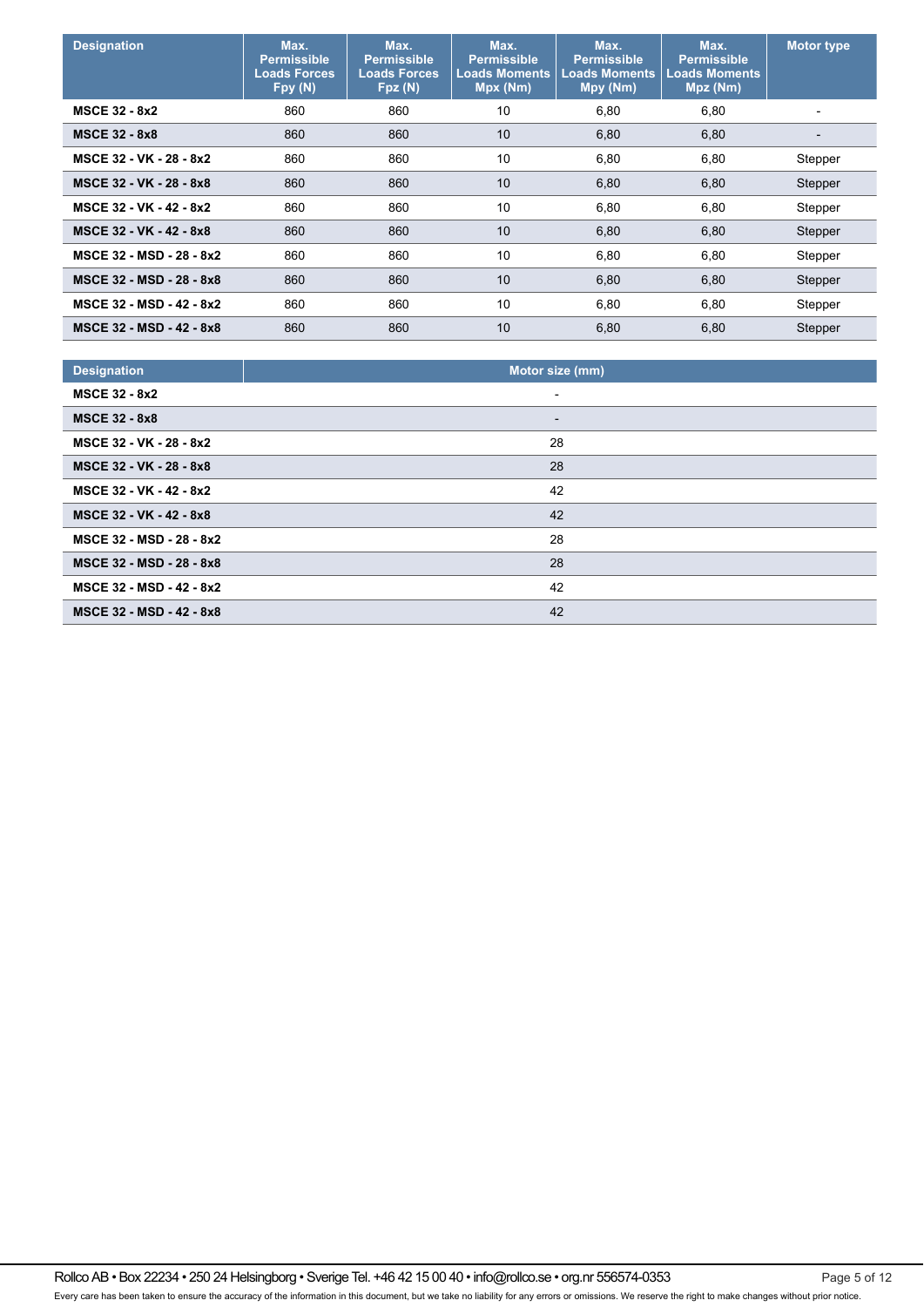| Designation | Max. Permissible Loads Forces Fpy (N) | Max. Permissible Loads Forces Fpz (N) | Max. Permissible Loads Moments Mpx (Nm) | Max. Permissible Loads Moments Mpy (Nm) | Max. Permissible Loads Moments Mpz (Nm) | Motor type |
|---|---|---|---|---|---|---|
| **MSCE 32 - 8x2** | 860 | 860 | 10 | 6,80 | 6,80 | - |
| **MSCE 32 - 8x8** | 860 | 860 | 10 | 6,80 | 6,80 | - |
| **MSCE 32 - VK - 28 - 8x2** | 860 | 860 | 10 | 6,80 | 6,80 | Stepper |
| **MSCE 32 - VK - 28 - 8x8** | 860 | 860 | 10 | 6,80 | 6,80 | Stepper |
| **MSCE 32 - VK - 42 - 8x2** | 860 | 860 | 10 | 6,80 | 6,80 | Stepper |
| **MSCE 32 - VK - 42 - 8x8** | 860 | 860 | 10 | 6,80 | 6,80 | Stepper |
| **MSCE 32 - MSD - 28 - 8x2** | 860 | 860 | 10 | 6,80 | 6,80 | Stepper |
| **MSCE 32 - MSD - 28 - 8x8** | 860 | 860 | 10 | 6,80 | 6,80 | Stepper |
| **MSCE 32 - MSD - 42 - 8x2** | 860 | 860 | 10 | 6,80 | 6,80 | Stepper |
| **MSCE 32 - MSD - 42 - 8x8** | 860 | 860 | 10 | 6,80 | 6,80 | Stepper |

| Designation | Motor size (mm) |
|---|---|
| **MSCE 32 - 8x2** | - |
| **MSCE 32 - 8x8** | - |
| **MSCE 32 - VK - 28 - 8x2** | 28 |
| **MSCE 32 - VK - 28 - 8x8** | 28 |
| **MSCE 32 - VK - 42 - 8x2** | 42 |
| **MSCE 32 - VK - 42 - 8x8** | 42 |
| **MSCE 32 - MSD - 28 - 8x2** | 28 |
| **MSCE 32 - MSD - 28 - 8x8** | 28 |
| **MSCE 32 - MSD - 42 - 8x2** | 42 |
| **MSCE 32 - MSD - 42 - 8x8** | 42 |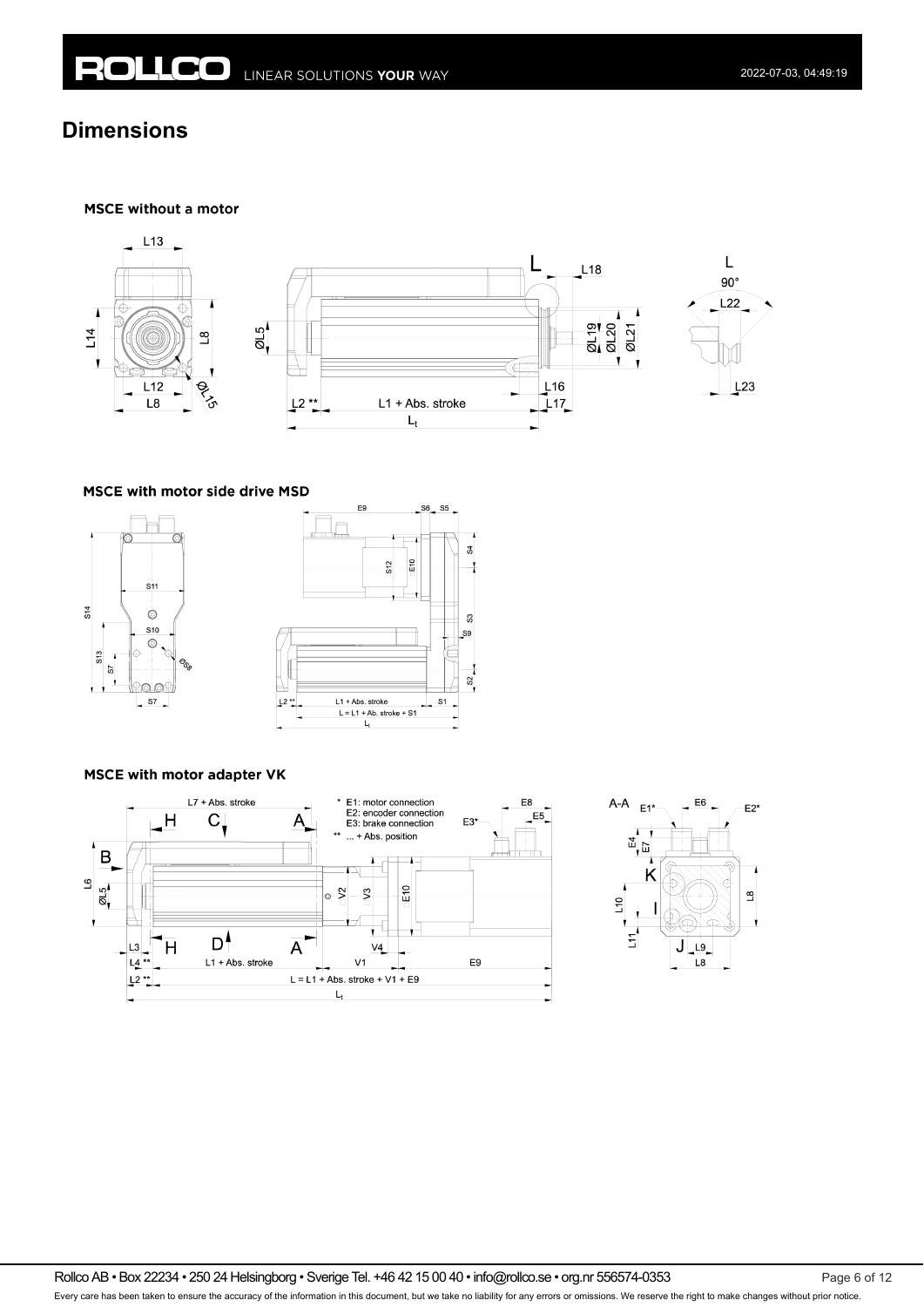## Dimensions

**MSCE without a motor**

L13
L14
L8
L12
L8
ØL15
ØL5
L
L18
ØL19
ØL20
ØL21
L2 **
L1 + Abs. stroke
L16
L17
$L_t$
L
90°
L22
L23

**MSCE with motor side drive MSD**

E9
S6
S5
S4
S12
E10
S3
S9
S2
S11
S10
S14
S13
S7
ØS8
S7
L2 **
L1 + Abs. stroke
S1
L = L1 + Ab. stroke + S1
$L_t$

**MSCE with motor adapter VK**

L7 + Abs. stroke
H
C
A
\* E1: motor connection
E2: encoder connection
E3: brake connection
\*\* ... + Abs. position
E8
E5
E3*
B
L6
ØL5
V2
V3
E10
L3
H
D
A
V4
L4 **
L1 + Abs. stroke
V1
E9
L2 **
L = L1 + Abs. stroke + V1 + E9
$L_t$

A-A
E1*
E6
E2*
E4
E7
K
L10
I
L8
L11
J
L9
L8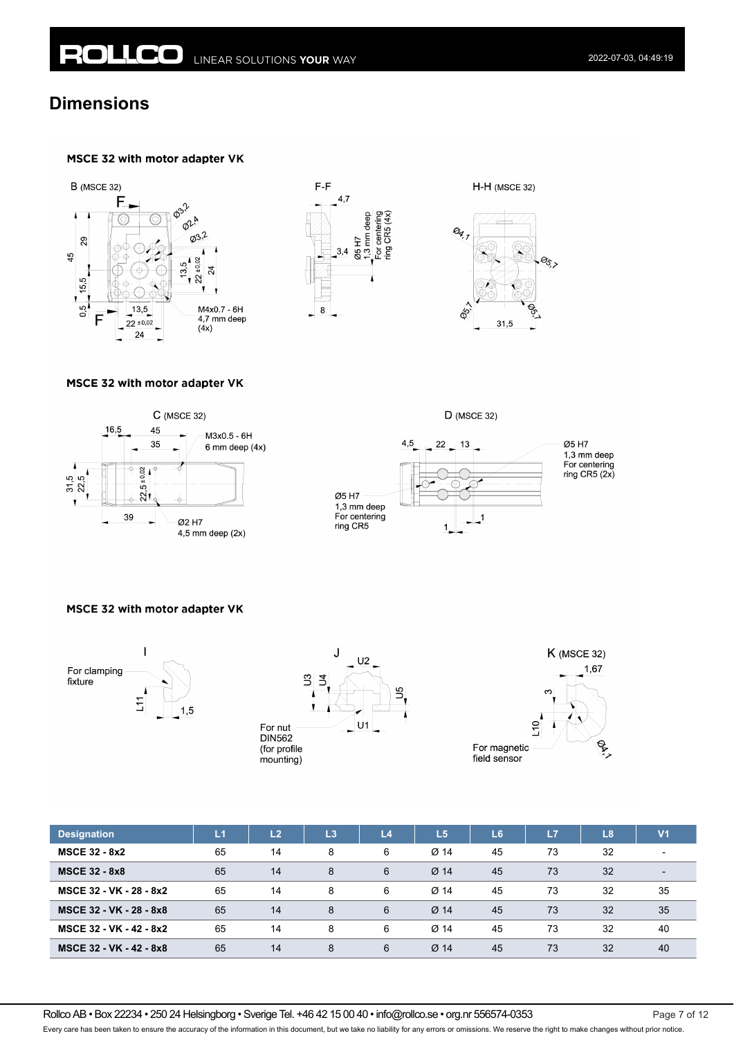# Dimensions

### MSCE 32 with motor adapter VK

B (MSCE 32)

Ø3,2
Ø2,4
Ø3,2
M4x0.7 - 6H
4,7 mm deep
(4x)

F-F

Ø5 H7
1,3 mm deep
For centering ring CR5 (4x)

H-H (MSCE 32)

Ø4,1
Ø5,7
Ø5,7
Ø5,7

### MSCE 32 with motor adapter VK

C (MSCE 32)

M3x0.5 - 6H
6 mm deep (4x)
Ø2 H7
4,5 mm deep (2x)

D (MSCE 32)

Ø5 H7
1,3 mm deep
For centering ring CR5 (2x)

Ø5 H7
1,3 mm deep
For centering ring CR5

### MSCE 32 with motor adapter VK

I

For clamping fixture

J

For nut DIN562 (for profile mounting)

K (MSCE 32)

For magnetic field sensor

Ø4,1

| Designation | L1 | L2 | L3 | L4 | L5 | L6 | L7 | L8 | V1 |
|---|---|---|---|---|---|---|---|---|---|
| **MSCE 32 - 8x2** | 65 | 14 | 8 | 6 | Ø 14 | 45 | 73 | 32 | - |
| **MSCE 32 - 8x8** | 65 | 14 | 8 | 6 | Ø 14 | 45 | 73 | 32 | - |
| **MSCE 32 - VK - 28 - 8x2** | 65 | 14 | 8 | 6 | Ø 14 | 45 | 73 | 32 | 35 |
| **MSCE 32 - VK - 28 - 8x8** | 65 | 14 | 8 | 6 | Ø 14 | 45 | 73 | 32 | 35 |
| **MSCE 32 - VK - 42 - 8x2** | 65 | 14 | 8 | 6 | Ø 14 | 45 | 73 | 32 | 40 |
| **MSCE 32 - VK - 42 - 8x8** | 65 | 14 | 8 | 6 | Ø 14 | 45 | 73 | 32 | 40 |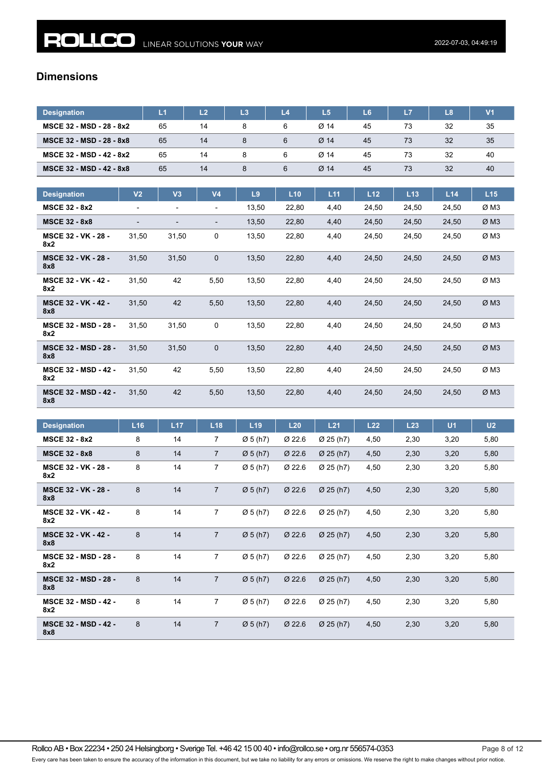## Dimensions

| Designation | L1 | L2 | L3 | L4 | L5 | L6 | L7 | L8 | V1 |
|---|---|---|---|---|---|---|---|---|---|
| **MSCE 32 - MSD - 28 - 8x2** | 65 | 14 | 8 | 6 | Ø 14 | 45 | 73 | 32 | 35 |
| **MSCE 32 - MSD - 28 - 8x8** | 65 | 14 | 8 | 6 | Ø 14 | 45 | 73 | 32 | 35 |
| **MSCE 32 - MSD - 42 - 8x2** | 65 | 14 | 8 | 6 | Ø 14 | 45 | 73 | 32 | 40 |
| **MSCE 32 - MSD - 42 - 8x8** | 65 | 14 | 8 | 6 | Ø 14 | 45 | 73 | 32 | 40 |

| Designation | V2 | V3 | V4 | L9 | L10 | L11 | L12 | L13 | L14 | L15 |
|---|---|---|---|---|---|---|---|---|---|---|
| **MSCE 32 - 8x2** | - | - | - | 13,50 | 22,80 | 4,40 | 24,50 | 24,50 | 24,50 | Ø M3 |
| **MSCE 32 - 8x8** | - | - | - | 13,50 | 22,80 | 4,40 | 24,50 | 24,50 | 24,50 | Ø M3 |
| **MSCE 32 - VK - 28 - 8x2** | 31,50 | 31,50 | 0 | 13,50 | 22,80 | 4,40 | 24,50 | 24,50 | 24,50 | Ø M3 |
| **MSCE 32 - VK - 28 - 8x8** | 31,50 | 31,50 | 0 | 13,50 | 22,80 | 4,40 | 24,50 | 24,50 | 24,50 | Ø M3 |
| **MSCE 32 - VK - 42 - 8x2** | 31,50 | 42 | 5,50 | 13,50 | 22,80 | 4,40 | 24,50 | 24,50 | 24,50 | Ø M3 |
| **MSCE 32 - VK - 42 - 8x8** | 31,50 | 42 | 5,50 | 13,50 | 22,80 | 4,40 | 24,50 | 24,50 | 24,50 | Ø M3 |
| **MSCE 32 - MSD - 28 - 8x2** | 31,50 | 31,50 | 0 | 13,50 | 22,80 | 4,40 | 24,50 | 24,50 | 24,50 | Ø M3 |
| **MSCE 32 - MSD - 28 - 8x8** | 31,50 | 31,50 | 0 | 13,50 | 22,80 | 4,40 | 24,50 | 24,50 | 24,50 | Ø M3 |
| **MSCE 32 - MSD - 42 - 8x2** | 31,50 | 42 | 5,50 | 13,50 | 22,80 | 4,40 | 24,50 | 24,50 | 24,50 | Ø M3 |
| **MSCE 32 - MSD - 42 - 8x8** | 31,50 | 42 | 5,50 | 13,50 | 22,80 | 4,40 | 24,50 | 24,50 | 24,50 | Ø M3 |

| Designation | L16 | L17 | L18 | L19 | L20 | L21 | L22 | L23 | U1 | U2 |
|---|---|---|---|---|---|---|---|---|---|---|
| **MSCE 32 - 8x2** | 8 | 14 | 7 | Ø 5 (h7) | Ø 22.6 | Ø 25 (h7) | 4,50 | 2,30 | 3,20 | 5,80 |
| **MSCE 32 - 8x8** | 8 | 14 | 7 | Ø 5 (h7) | Ø 22.6 | Ø 25 (h7) | 4,50 | 2,30 | 3,20 | 5,80 |
| **MSCE 32 - VK - 28 - 8x2** | 8 | 14 | 7 | Ø 5 (h7) | Ø 22.6 | Ø 25 (h7) | 4,50 | 2,30 | 3,20 | 5,80 |
| **MSCE 32 - VK - 28 - 8x8** | 8 | 14 | 7 | Ø 5 (h7) | Ø 22.6 | Ø 25 (h7) | 4,50 | 2,30 | 3,20 | 5,80 |
| **MSCE 32 - VK - 42 - 8x2** | 8 | 14 | 7 | Ø 5 (h7) | Ø 22.6 | Ø 25 (h7) | 4,50 | 2,30 | 3,20 | 5,80 |
| **MSCE 32 - VK - 42 - 8x8** | 8 | 14 | 7 | Ø 5 (h7) | Ø 22.6 | Ø 25 (h7) | 4,50 | 2,30 | 3,20 | 5,80 |
| **MSCE 32 - MSD - 28 - 8x2** | 8 | 14 | 7 | Ø 5 (h7) | Ø 22.6 | Ø 25 (h7) | 4,50 | 2,30 | 3,20 | 5,80 |
| **MSCE 32 - MSD - 28 - 8x8** | 8 | 14 | 7 | Ø 5 (h7) | Ø 22.6 | Ø 25 (h7) | 4,50 | 2,30 | 3,20 | 5,80 |
| **MSCE 32 - MSD - 42 - 8x2** | 8 | 14 | 7 | Ø 5 (h7) | Ø 22.6 | Ø 25 (h7) | 4,50 | 2,30 | 3,20 | 5,80 |
| **MSCE 32 - MSD - 42 - 8x8** | 8 | 14 | 7 | Ø 5 (h7) | Ø 22.6 | Ø 25 (h7) | 4,50 | 2,30 | 3,20 | 5,80 |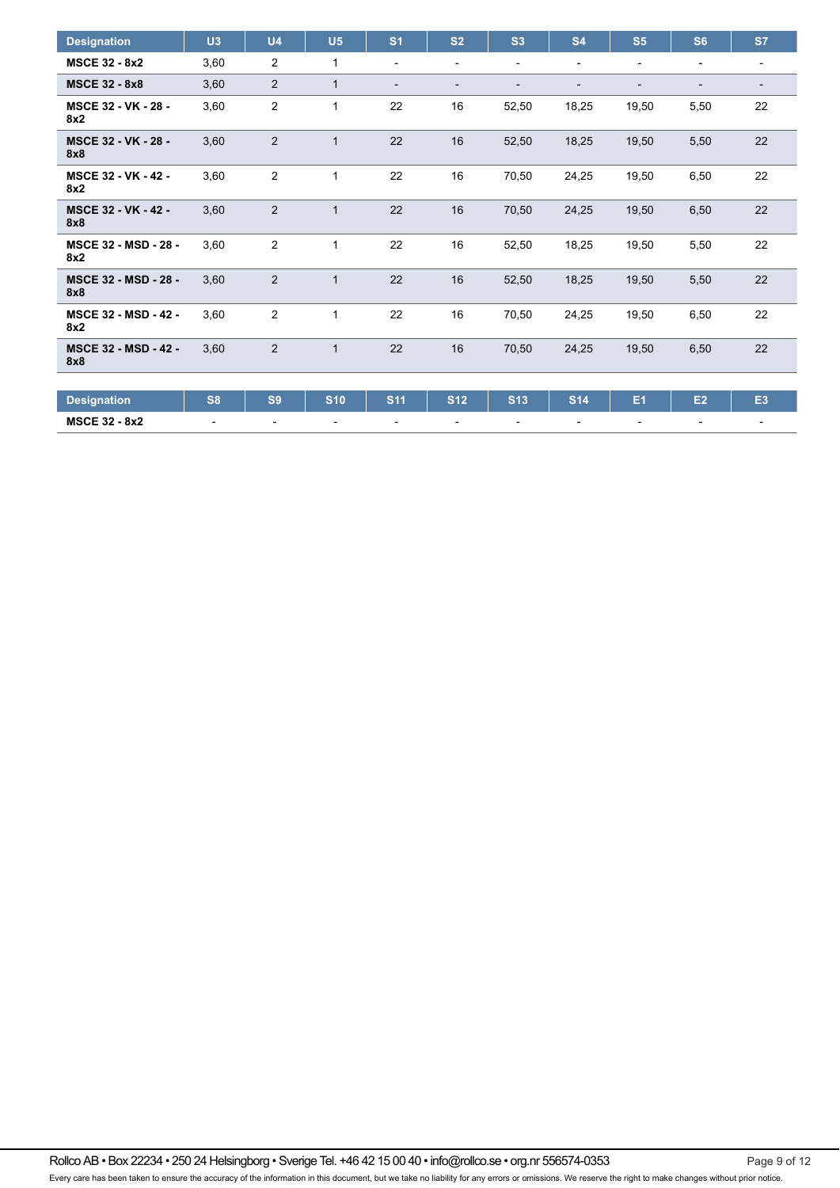| Designation | U3 | U4 | U5 | S1 | S2 | S3 | S4 | S5 | S6 | S7 |
| --- | --- | --- | --- | --- | --- | --- | --- | --- | --- | --- |
| **MSCE 32 - 8x2** | 3,60 | 2 | 1 | - | - | - | - | - | - | - |
| **MSCE 32 - 8x8** | 3,60 | 2 | 1 | - | - | - | - | - | - | - |
| **MSCE 32 - VK - 28 - 8x2** | 3,60 | 2 | 1 | 22 | 16 | 52,50 | 18,25 | 19,50 | 5,50 | 22 |
| **MSCE 32 - VK - 28 - 8x8** | 3,60 | 2 | 1 | 22 | 16 | 52,50 | 18,25 | 19,50 | 5,50 | 22 |
| **MSCE 32 - VK - 42 - 8x2** | 3,60 | 2 | 1 | 22 | 16 | 70,50 | 24,25 | 19,50 | 6,50 | 22 |
| **MSCE 32 - VK - 42 - 8x8** | 3,60 | 2 | 1 | 22 | 16 | 70,50 | 24,25 | 19,50 | 6,50 | 22 |
| **MSCE 32 - MSD - 28 - 8x2** | 3,60 | 2 | 1 | 22 | 16 | 52,50 | 18,25 | 19,50 | 5,50 | 22 |
| **MSCE 32 - MSD - 28 - 8x8** | 3,60 | 2 | 1 | 22 | 16 | 52,50 | 18,25 | 19,50 | 5,50 | 22 |
| **MSCE 32 - MSD - 42 - 8x2** | 3,60 | 2 | 1 | 22 | 16 | 70,50 | 24,25 | 19,50 | 6,50 | 22 |
| **MSCE 32 - MSD - 42 - 8x8** | 3,60 | 2 | 1 | 22 | 16 | 70,50 | 24,25 | 19,50 | 6,50 | 22 |

| Designation | S8 | S9 | S10 | S11 | S12 | S13 | S14 | E1 | E2 | E3 |
| --- | --- | --- | --- | --- | --- | --- | --- | --- | --- | --- |
| **MSCE 32 - 8x2** | - | - | - | - | - | - | - | - | - | - |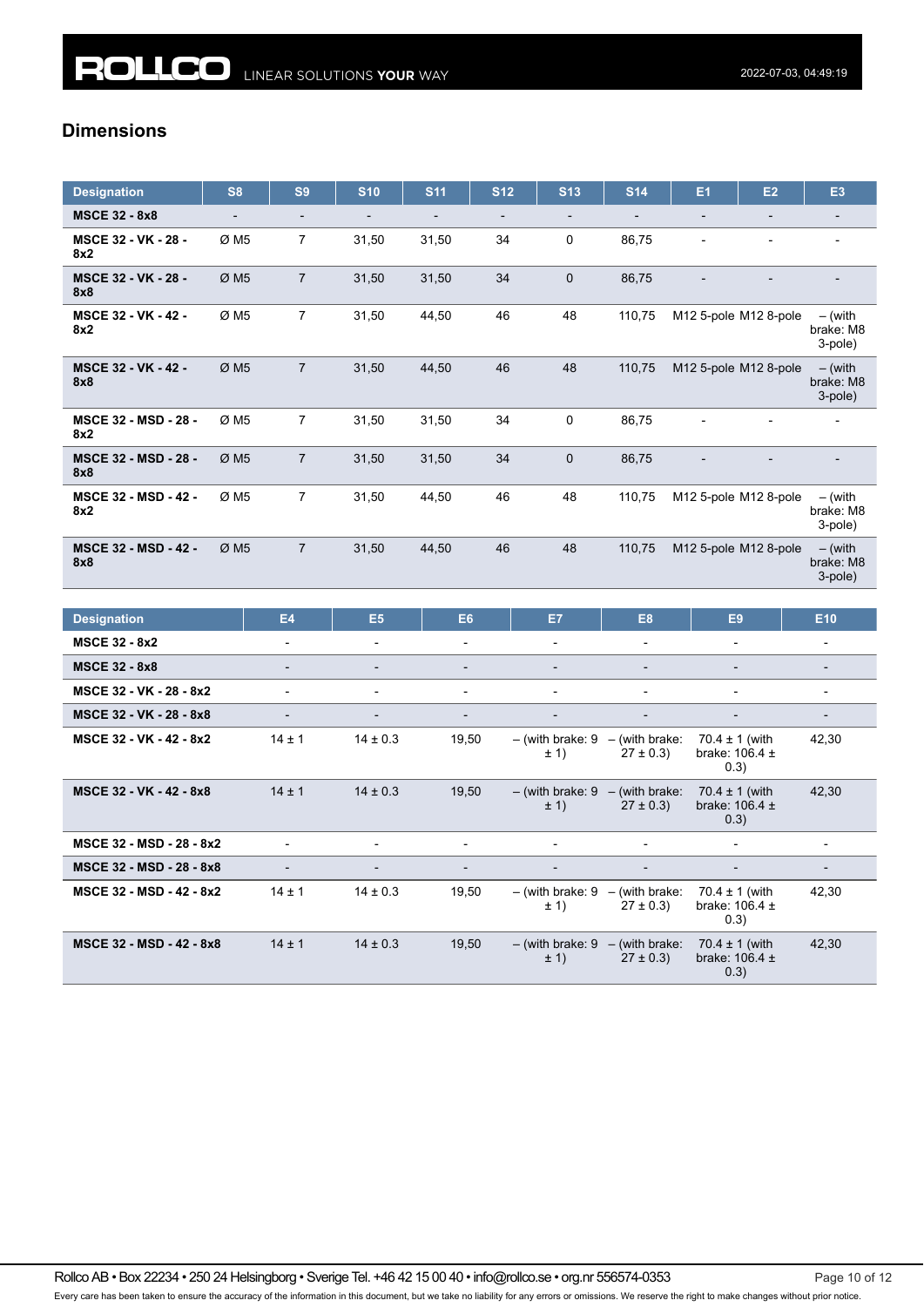## Dimensions

| Designation | S8 | S9 | S10 | S11 | S12 | S13 | S14 | E1 | E2 | E3 |
|---|---|---|---|---|---|---|---|---|---|---|
| MSCE 32 - 8x8 | - | - | - | - | - | - | - | - | - | - |
| MSCE 32 - VK - 28 - 8x2 | Ø M5 | 7 | 31,50 | 31,50 | 34 | 0 | 86,75 | - | - | - |
| MSCE 32 - VK - 28 - 8x8 | Ø M5 | 7 | 31,50 | 31,50 | 34 | 0 | 86,75 | - | - | - |
| MSCE 32 - VK - 42 - 8x2 | Ø M5 | 7 | 31,50 | 44,50 | 46 | 48 | 110,75 | M12 5-pole | M12 8-pole | – (with brake: M8 3-pole) |
| MSCE 32 - VK - 42 - 8x8 | Ø M5 | 7 | 31,50 | 44,50 | 46 | 48 | 110,75 | M12 5-pole | M12 8-pole | – (with brake: M8 3-pole) |
| MSCE 32 - MSD - 28 - 8x2 | Ø M5 | 7 | 31,50 | 31,50 | 34 | 0 | 86,75 | - | - | - |
| MSCE 32 - MSD - 28 - 8x8 | Ø M5 | 7 | 31,50 | 31,50 | 34 | 0 | 86,75 | - | - | - |
| MSCE 32 - MSD - 42 - 8x2 | Ø M5 | 7 | 31,50 | 44,50 | 46 | 48 | 110,75 | M12 5-pole | M12 8-pole | – (with brake: M8 3-pole) |
| MSCE 32 - MSD - 42 - 8x8 | Ø M5 | 7 | 31,50 | 44,50 | 46 | 48 | 110,75 | M12 5-pole | M12 8-pole | – (with brake: M8 3-pole) |

| Designation | E4 | E5 | E6 | E7 | E8 | E9 | E10 |
|---|---|---|---|---|---|---|---|
| MSCE 32 - 8x2 | - | - | - | - | - | - | - |
| MSCE 32 - 8x8 | - | - | - | - | - | - | - |
| MSCE 32 - VK - 28 - 8x2 | - | - | - | - | - | - | - |
| MSCE 32 - VK - 28 - 8x8 | - | - | - | - | - | - | - |
| MSCE 32 - VK - 42 - 8x2 | 14 ± 1 | 14 ± 0.3 | 19,50 | – (with brake: 9 ± 1) | – (with brake: 27 ± 0.3) | 70.4 ± 1 (with brake: 106.4 ± 0.3) | 42,30 |
| MSCE 32 - VK - 42 - 8x8 | 14 ± 1 | 14 ± 0.3 | 19,50 | – (with brake: 9 ± 1) | – (with brake: 27 ± 0.3) | 70.4 ± 1 (with brake: 106.4 ± 0.3) | 42,30 |
| MSCE 32 - MSD - 28 - 8x2 | - | - | - | - | - | - | - |
| MSCE 32 - MSD - 28 - 8x8 | - | - | - | - | - | - | - |
| MSCE 32 - MSD - 42 - 8x2 | 14 ± 1 | 14 ± 0.3 | 19,50 | – (with brake: 9 ± 1) | – (with brake: 27 ± 0.3) | 70.4 ± 1 (with brake: 106.4 ± 0.3) | 42,30 |
| MSCE 32 - MSD - 42 - 8x8 | 14 ± 1 | 14 ± 0.3 | 19,50 | – (with brake: 9 ± 1) | – (with brake: 27 ± 0.3) | 70.4 ± 1 (with brake: 106.4 ± 0.3) | 42,30 |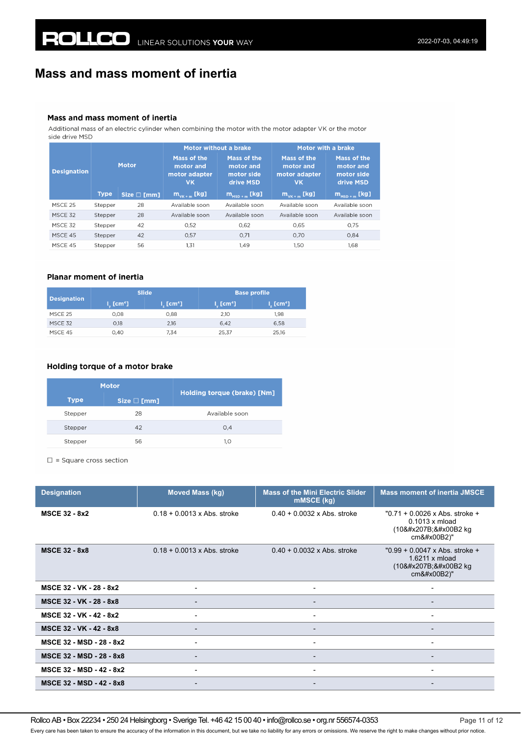# Mass and mass moment of inertia

### Mass and mass moment of inertia

Additional mass of an electric cylinder when combining the motor with the motor adapter VK or the motor side drive MSD

| Designation | Motor | | Motor without a brake | | Motor with a brake | |
|---|---|---|---|---|---|---|
| | | | Mass of the motor and motor adapter VK | Mass of the motor and motor side drive MSD | Mass of the motor and motor adapter VK | Mass of the motor and motor side drive MSD |
| | Type | Size □ [mm] | $m_{VK+m}$ [kg] | $m_{MSD+m}$ [kg] | $m_{VK+m}$ [kg] | $m_{MSD+m}$ [kg] |
| MSCE 25 | Stepper | 28 | Available soon | Available soon | Available soon | Available soon |
| MSCE 32 | Stepper | 28 | Available soon | Available soon | Available soon | Available soon |
| MSCE 32 | Stepper | 42 | 0,52 | 0,62 | 0,65 | 0,75 |
| MSCE 45 | Stepper | 42 | 0,57 | 0,71 | 0,70 | 0,84 |
| MSCE 45 | Stepper | 56 | 1,31 | 1,49 | 1,50 | 1,68 |

### Planar moment of inertia

| Designation | Slide | | Base profile | |
|---|---|---|---|---|
| | $I_y$ [cm⁴] | $I_z$ [cm⁴] | $I_y$ [cm⁴] | $I_z$ [cm⁴] |
| MSCE 25 | 0,08 | 0,88 | 2,10 | 1,98 |
| MSCE 32 | 0,18 | 2,16 | 6,42 | 6,58 |
| MSCE 45 | 0,40 | 7,34 | 25,37 | 25,16 |

### Holding torque of a motor brake

| Motor | | Holding torque (brake) [Nm] |
|---|---|---|
| Type | Size □ [mm] | |
| Stepper | 28 | Available soon |
| Stepper | 42 | 0,4 |
| Stepper | 56 | 1,0 |

□ = Square cross section

| Designation | Moved Mass (kg) | Mass of the Mini Electric Slider mMSCE (kg) | Mass moment of inertia JMSCE |
|---|---|---|---|
| **MSCE 32 - 8x2** | 0.18 + 0.0013 x Abs. stroke | 0.40 + 0.0032 x Abs. stroke | "0.71 + 0.0026 x Abs. stroke + 0.1013 x mload (10&#x207B;&#x00B2 kg cm&#x00B2)" |
| **MSCE 32 - 8x8** | 0.18 + 0.0013 x Abs. stroke | 0.40 + 0.0032 x Abs. stroke | "0.99 + 0.0047 x Abs. stroke + 1.6211 x mload (10&#x207B;&#x00B2 kg cm&#x00B2)" |
| **MSCE 32 - VK - 28 - 8x2** | - | - | - |
| **MSCE 32 - VK - 28 - 8x8** | - | - | - |
| **MSCE 32 - VK - 42 - 8x2** | - | - | - |
| **MSCE 32 - VK - 42 - 8x8** | - | - | - |
| **MSCE 32 - MSD - 28 - 8x2** | - | - | - |
| **MSCE 32 - MSD - 28 - 8x8** | - | - | - |
| **MSCE 32 - MSD - 42 - 8x2** | - | - | - |
| **MSCE 32 - MSD - 42 - 8x8** | - | - | - |